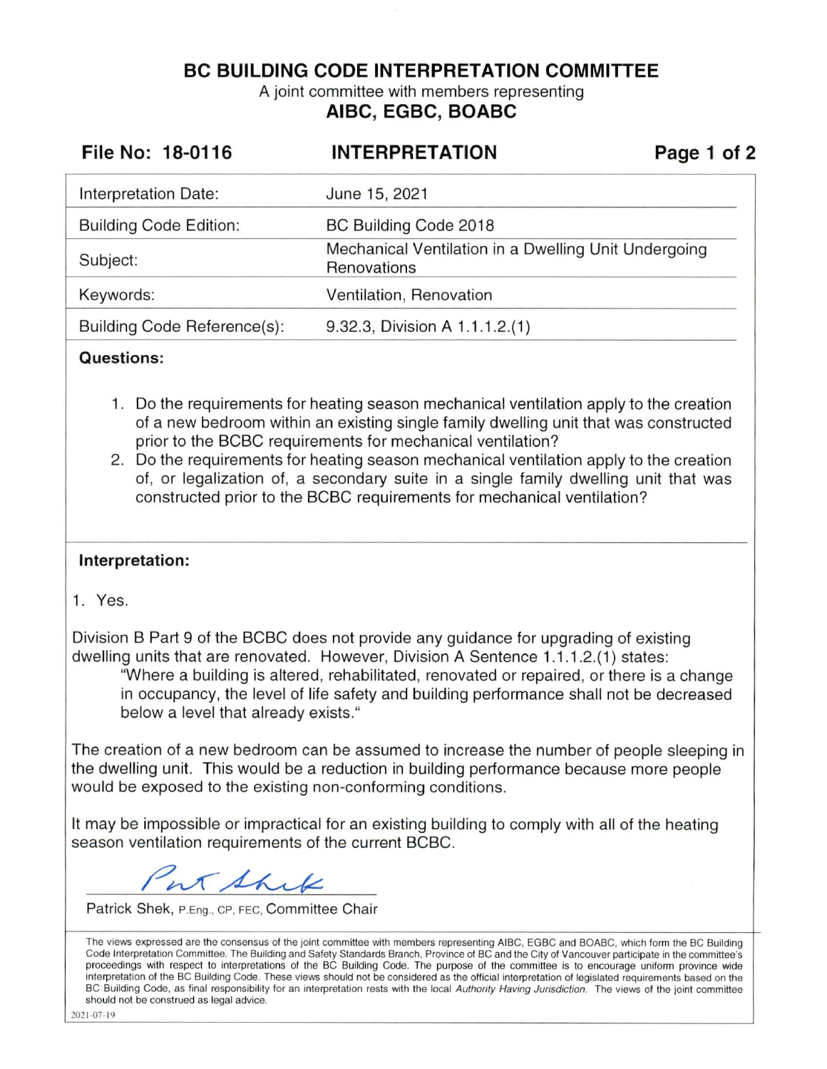# BC BUILDING CODE INTERPRETATION COMMITTEE

A joint committee with members representing

**AIBC, EGBC, BOABC**

**File No: 18-0116** **INTERPRETATION**

| | |
|---|---|
| Interpretation Date: | June 15, 2021 |
| Building Code Edition: | BC Building Code 2018 |
| Subject: | Mechanical Ventilation in a Dwelling Unit Undergoing Renovations |
| Keywords: | Ventilation, Renovation |
| Building Code Reference(s): | 9.32.3, Division A 1.1.1.2.(1) |

**Questions:**

1. Do the requirements for heating season mechanical ventilation apply to the creation of a new bedroom within an existing single family dwelling unit that was constructed prior to the BCBC requirements for mechanical ventilation?
2. Do the requirements for heating season mechanical ventilation apply to the creation of, or legalization of, a secondary suite in a single family dwelling unit that was constructed prior to the BCBC requirements for mechanical ventilation?

**Interpretation:**

1. Yes.

Division B Part 9 of the BCBC does not provide any guidance for upgrading of existing dwelling units that are renovated. However, Division A Sentence 1.1.1.2.(1) states:

> "Where a building is altered, rehabilitated, renovated or repaired, or there is a change in occupancy, the level of life safety and building performance shall not be decreased below a level that already exists."

The creation of a new bedroom can be assumed to increase the number of people sleeping in the dwelling unit. This would be a reduction in building performance because more people would be exposed to the existing non-conforming conditions.

It may be impossible or impractical for an existing building to comply with all of the heating season ventilation requirements of the current BCBC.

Patrick Shek, P.Eng., CP, FEC, Committee Chair

The views expressed are the consensus of the joint committee with members representing AIBC, EGBC and BOABC, which form the BC Building Code Interpretation Committee. The Building and Safety Standards Branch, Province of BC and the City of Vancouver participate in the committee's proceedings with respect to interpretations of the BC Building Code. The purpose of the committee is to encourage uniform province wide interpretation of the BC Building Code. These views should not be considered as the official interpretation of legislated requirements based on the BC Building Code, as final responsibility for an interpretation rests with the local *Authority Having Jurisdiction*. The views of the joint committee should not be construed as legal advice.

2021-07-19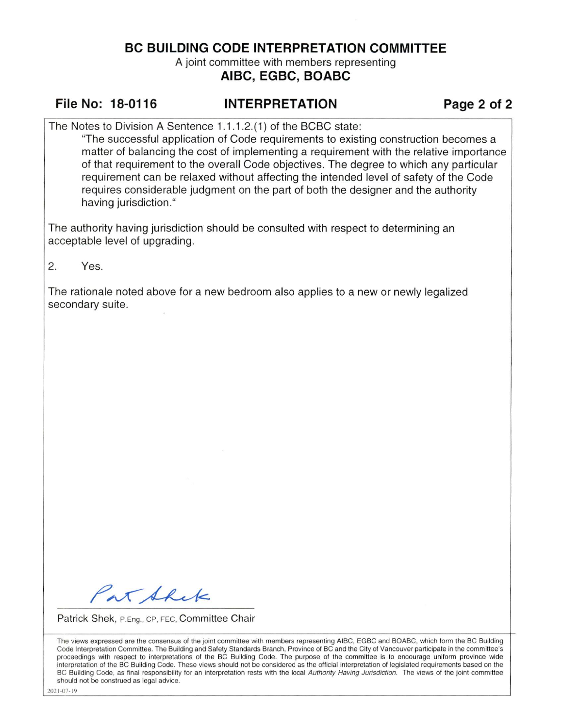The Notes to Division A Sentence 1.1.1.2.(1) of the BCBC state:

> "The successful application of Code requirements to existing construction becomes a matter of balancing the cost of implementing a requirement with the relative importance of that requirement to the overall Code objectives. The degree to which any particular requirement can be relaxed without affecting the intended level of safety of the Code requires considerable judgment on the part of both the designer and the authority having jurisdiction."

The authority having jurisdiction should be consulted with respect to determining an acceptable level of upgrading.

2. Yes.

The rationale noted above for a new bedroom also applies to a new or newly legalized secondary suite.

Patrick Shek, P.Eng., CP, FEC, Committee Chair

The views expressed are the consensus of the joint committee with members representing AIBC, EGBC and BOABC, which form the BC Building Code Interpretation Committee. The Building and Safety Standards Branch, Province of BC and the City of Vancouver participate in the committee's proceedings with respect to interpretations of the BC Building Code. The purpose of the committee is to encourage uniform province wide interpretation of the BC Building Code. These views should not be considered as the official interpretation of legislated requirements based on the BC Building Code, as final responsibility for an interpretation rests with the local *Authority Having Jurisdiction*. The views of the joint committee should not be construed as legal advice.

2021-07-19